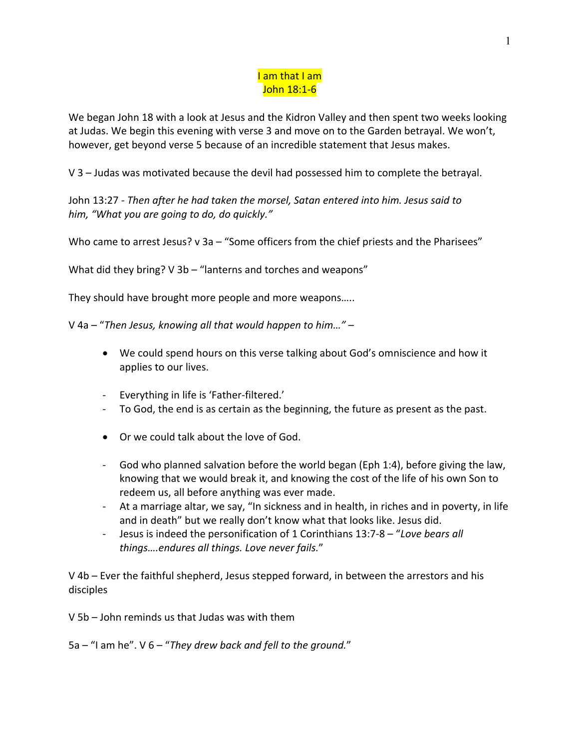# I am that I am
## John 18:1-6

We began John 18 with a look at Jesus and the Kidron Valley and then spent two weeks looking at Judas. We begin this evening with verse 3 and move on to the Garden betrayal. We won't, however, get beyond verse 5 because of an incredible statement that Jesus makes.

V 3 – Judas was motivated because the devil had possessed him to complete the betrayal.

John 13:27 - *Then after he had taken the morsel, Satan entered into him. Jesus said to him, "What you are going to do, do quickly."*

Who came to arrest Jesus? v 3a – "Some officers from the chief priests and the Pharisees"

What did they bring? V 3b – "lanterns and torches and weapons"

They should have brought more people and more weapons…..

V 4a – "*Then Jesus, knowing all that would happen to him…"* –

- We could spend hours on this verse talking about God's omniscience and how it applies to our lives.

- Everything in life is 'Father-filtered.'
- To God, the end is as certain as the beginning, the future as present as the past.

- Or we could talk about the love of God.

- God who planned salvation before the world began (Eph 1:4), before giving the law, knowing that we would break it, and knowing the cost of the life of his own Son to redeem us, all before anything was ever made.
- At a marriage altar, we say, "In sickness and in health, in riches and in poverty, in life and in death" but we really don't know what that looks like. Jesus did.
- Jesus is indeed the personification of 1 Corinthians 13:7-8 – "*Love bears all things….endures all things. Love never fails.*"

V 4b – Ever the faithful shepherd, Jesus stepped forward, in between the arrestors and his disciples

V 5b – John reminds us that Judas was with them

5a – "I am he". V 6 – "*They drew back and fell to the ground.*"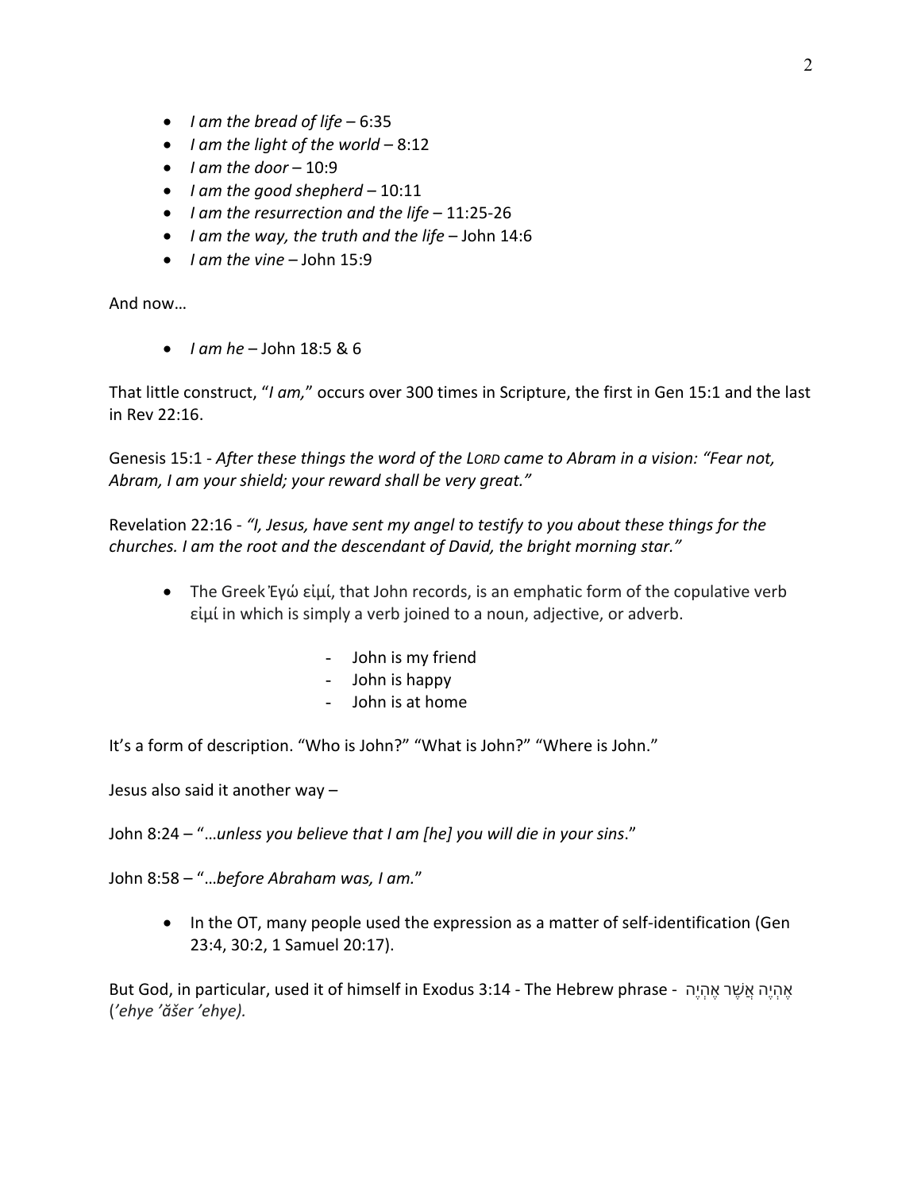- *I am the bread of life* – 6:35
- *I am the light of the world* – 8:12
- *I am the door* – 10:9
- *I am the good shepherd* – 10:11
- *I am the resurrection and the life* – 11:25-26
- *I am the way, the truth and the life* – John 14:6
- *I am the vine* – John 15:9

And now…

- *I am he* – John 18:5 & 6

That little construct, "*I am,*" occurs over 300 times in Scripture, the first in Gen 15:1 and the last in Rev 22:16.

Genesis 15:1 - *After these things the word of the LORD came to Abram in a vision: "Fear not, Abram, I am your shield; your reward shall be very great."*

Revelation 22:16 - *"I, Jesus, have sent my angel to testify to you about these things for the churches. I am the root and the descendant of David, the bright morning star."*

- The Greek Ἐγώ εἰμί, that John records, is an emphatic form of the copulative verb εἰμί in which is simply a verb joined to a noun, adjective, or adverb.

  - John is my friend
  - John is happy
  - John is at home

It's a form of description. "Who is John?" "What is John?" "Where is John."

Jesus also said it another way –

John 8:24 – "…*unless you believe that I am [he] you will die in your sins*."

John 8:58 – "…*before Abraham was, I am.*"

- In the OT, many people used the expression as a matter of self-identification (Gen 23:4, 30:2, 1 Samuel 20:17).

But God, in particular, used it of himself in Exodus 3:14 - The Hebrew phrase - אֶהְיֶה אֲשֶׁר אֶהְיֶה (*'ehye 'ăšer 'ehye).*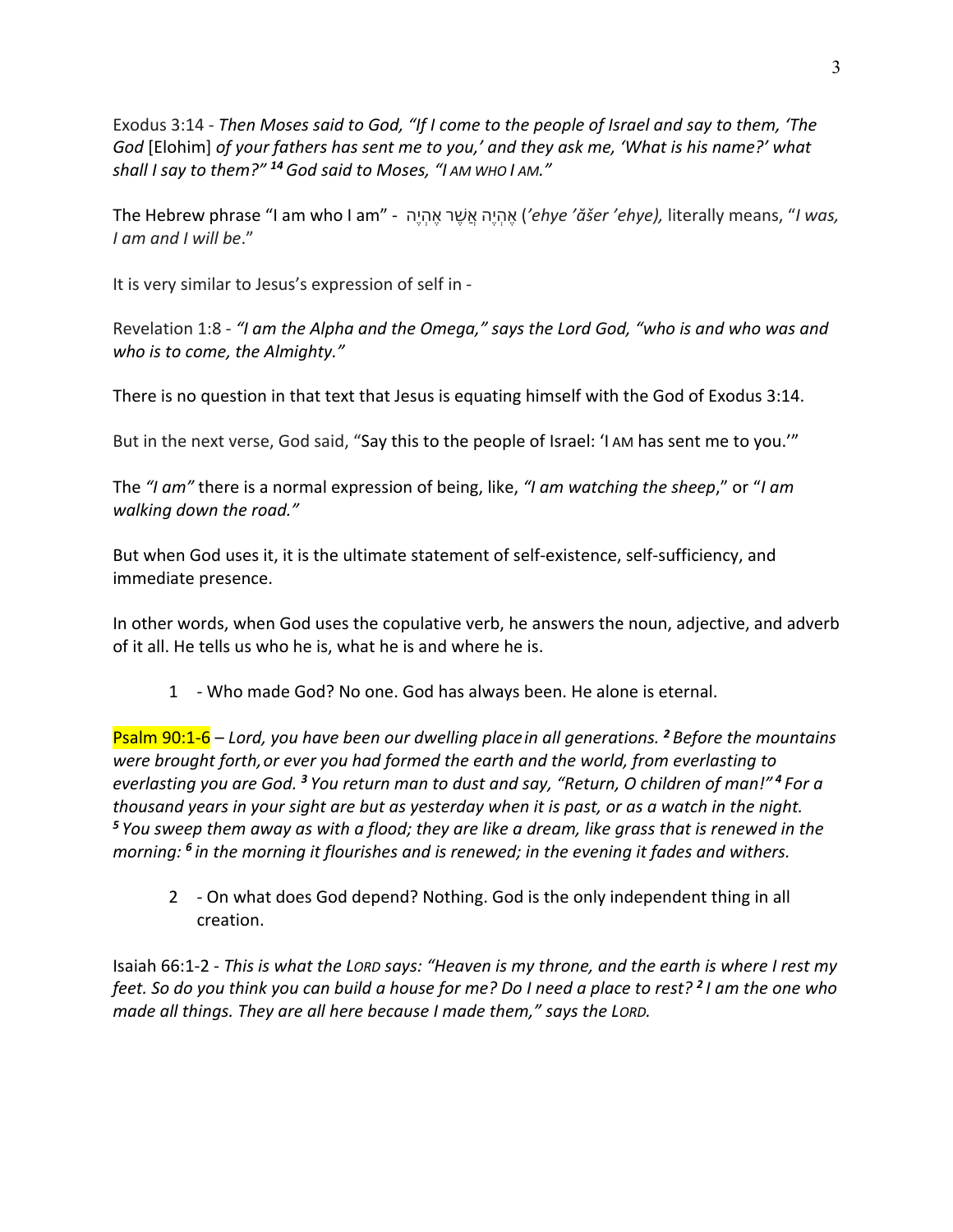Exodus 3:14 - *Then Moses said to God, "If I come to the people of Israel and say to them, 'The God* [Elohim] *of your fathers has sent me to you,' and they ask me, 'What is his name?' what shall I say to them?"* [14] *God said to Moses, "I AM WHO I AM."*

The Hebrew phrase "I am who I am" - אֶהְיֶה אֲשֶׁר אֶהְיֶה (*'ehye 'ăšer 'ehye),* literally means, "*I was, I am and I will be*."

It is very similar to Jesus's expression of self in -

Revelation 1:8 - *"I am the Alpha and the Omega," says the Lord God, "who is and who was and who is to come, the Almighty."*

There is no question in that text that Jesus is equating himself with the God of Exodus 3:14.

But in the next verse, God said, "Say this to the people of Israel: 'I AM has sent me to you.'"

The *"I am"* there is a normal expression of being, like, *"I am watching the sheep*," or "*I am walking down the road."*

But when God uses it, it is the ultimate statement of self-existence, self-sufficiency, and immediate presence.

In other words, when God uses the copulative verb, he answers the noun, adjective, and adverb of it all. He tells us who he is, what he is and where he is.

1 - Who made God? No one. God has always been. He alone is eternal.

Psalm 90:1-6 – *Lord, you have been our dwelling place in all generations.* [2] *Before the mountains were brought forth, or ever you had formed the earth and the world, from everlasting to everlasting you are God.* [3] *You return man to dust and say, "Return, O children of man!"* [4] *For a thousand years in your sight are but as yesterday when it is past, or as a watch in the night.* [5] *You sweep them away as with a flood; they are like a dream, like grass that is renewed in the morning:* [6] *in the morning it flourishes and is renewed; in the evening it fades and withers.*

2 - On what does God depend? Nothing. God is the only independent thing in all creation.

Isaiah 66:1-2 - *This is what the LORD says: "Heaven is my throne, and the earth is where I rest my feet. So do you think you can build a house for me? Do I need a place to rest?* [2] *I am the one who made all things. They are all here because I made them," says the LORD.*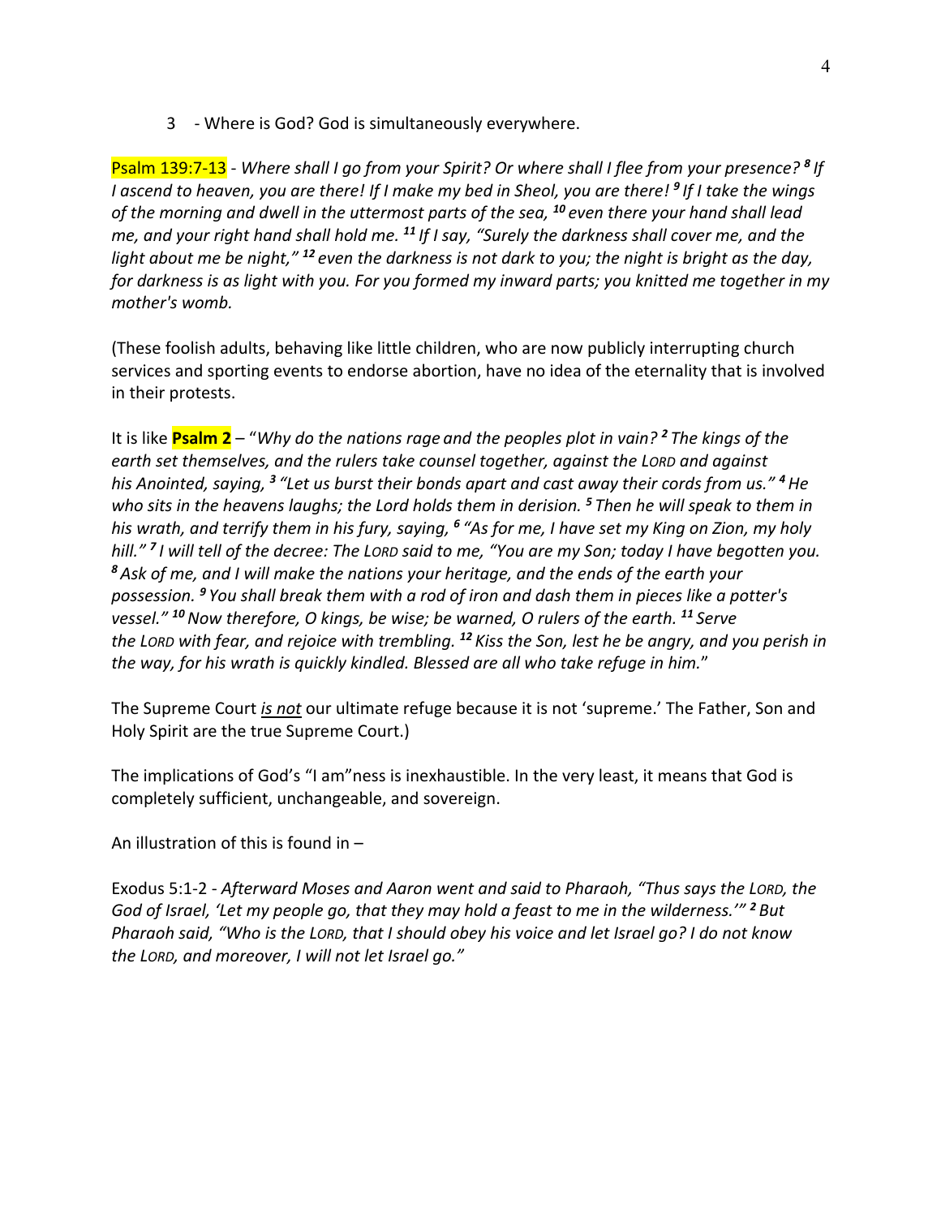3 - Where is God? God is simultaneously everywhere.

Psalm 139:7-13 - *Where shall I go from your Spirit? Or where shall I flee from your presence? [8] If I ascend to heaven, you are there! If I make my bed in Sheol, you are there! [9] If I take the wings of the morning and dwell in the uttermost parts of the sea, [10] even there your hand shall lead me, and your right hand shall hold me. [11] If I say, "Surely the darkness shall cover me, and the light about me be night," [12] even the darkness is not dark to you; the night is bright as the day, for darkness is as light with you. For you formed my inward parts; you knitted me together in my mother's womb.*

(These foolish adults, behaving like little children, who are now publicly interrupting church services and sporting events to endorse abortion, have no idea of the eternality that is involved in their protests.

It is like **Psalm 2** – "*Why do the nations rage and the peoples plot in vain? [2] The kings of the earth set themselves, and the rulers take counsel together, against the LORD and against his Anointed, saying, [3] "Let us burst their bonds apart and cast away their cords from us." [4] He who sits in the heavens laughs; the Lord holds them in derision. [5] Then he will speak to them in his wrath, and terrify them in his fury, saying, [6] "As for me, I have set my King on Zion, my holy hill." [7] I will tell of the decree: The LORD said to me, "You are my Son; today I have begotten you. [8] Ask of me, and I will make the nations your heritage, and the ends of the earth your possession. [9] You shall break them with a rod of iron and dash them in pieces like a potter's vessel." [10] Now therefore, O kings, be wise; be warned, O rulers of the earth. [11] Serve the LORD with fear, and rejoice with trembling. [12] Kiss the Son, lest he be angry, and you perish in the way, for his wrath is quickly kindled. Blessed are all who take refuge in him.*"

The Supreme Court *is not* our ultimate refuge because it is not 'supreme.' The Father, Son and Holy Spirit are the true Supreme Court.)

The implications of God's "I am"ness is inexhaustible. In the very least, it means that God is completely sufficient, unchangeable, and sovereign.

An illustration of this is found in –

Exodus 5:1-2 - *Afterward Moses and Aaron went and said to Pharaoh, "Thus says the LORD, the God of Israel, 'Let my people go, that they may hold a feast to me in the wilderness.'" [2] But Pharaoh said, "Who is the LORD, that I should obey his voice and let Israel go? I do not know the LORD, and moreover, I will not let Israel go."*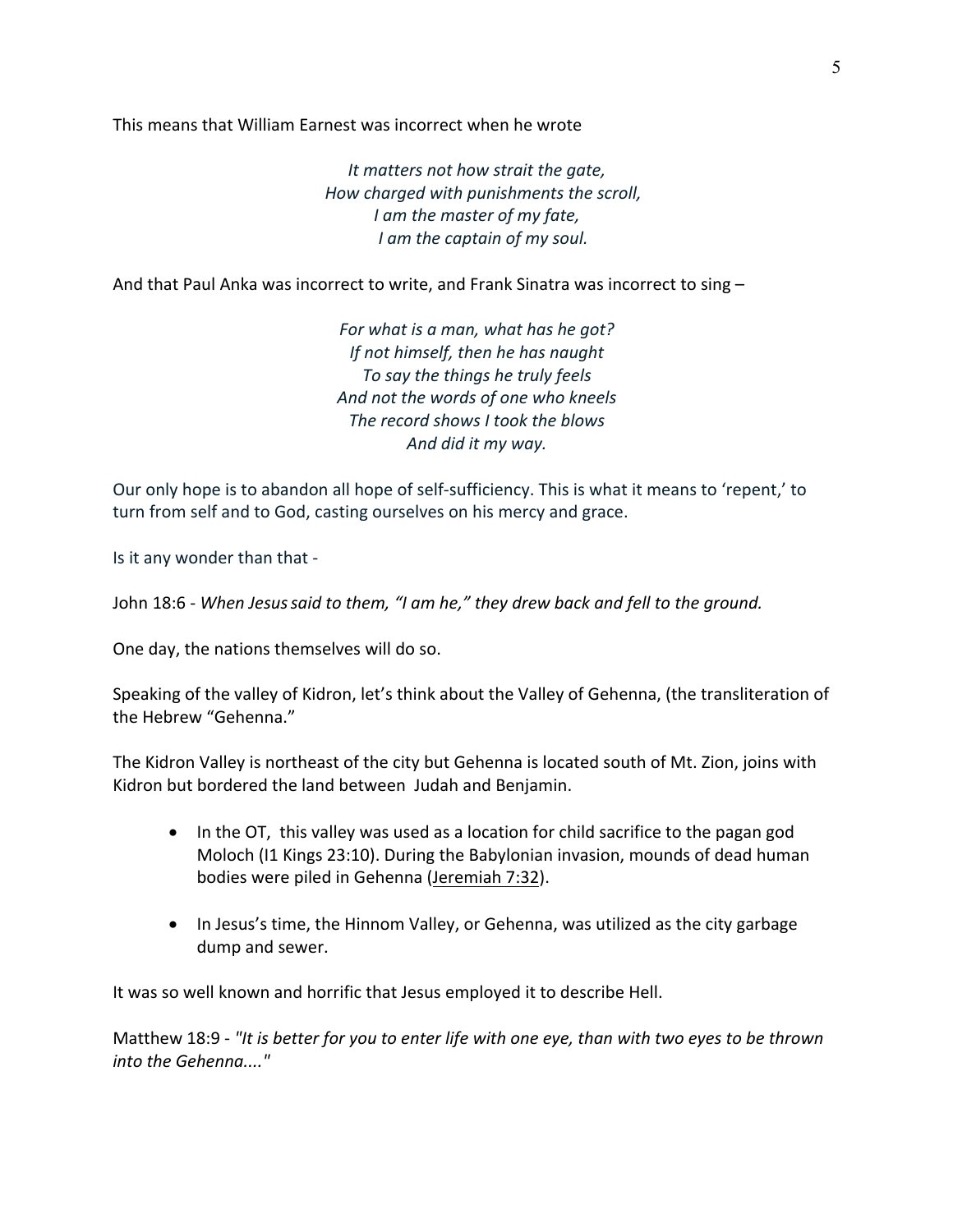This means that William Earnest was incorrect when he wrote

*It matters not how strait the gate,*
*How charged with punishments the scroll,*
*I am the master of my fate,*
*I am the captain of my soul.*

And that Paul Anka was incorrect to write, and Frank Sinatra was incorrect to sing –

*For what is a man, what has he got?*
*If not himself, then he has naught*
*To say the things he truly feels*
*And not the words of one who kneels*
*The record shows I took the blows*
*And did it my way.*

Our only hope is to abandon all hope of self-sufficiency. This is what it means to 'repent,' to turn from self and to God, casting ourselves on his mercy and grace.

Is it any wonder than that -

John 18:6 - *When Jesus said to them, "I am he," they drew back and fell to the ground.*

One day, the nations themselves will do so.

Speaking of the valley of Kidron, let's think about the Valley of Gehenna, (the transliteration of the Hebrew "Gehenna."

The Kidron Valley is northeast of the city but Gehenna is located south of Mt. Zion, joins with Kidron but bordered the land between Judah and Benjamin.

- In the OT, this valley was used as a location for child sacrifice to the pagan god Moloch (I1 Kings 23:10). During the Babylonian invasion, mounds of dead human bodies were piled in Gehenna (Jeremiah 7:32).

- In Jesus's time, the Hinnom Valley, or Gehenna, was utilized as the city garbage dump and sewer.

It was so well known and horrific that Jesus employed it to describe Hell.

Matthew 18:9 - *"It is better for you to enter life with one eye, than with two eyes to be thrown into the Gehenna...."*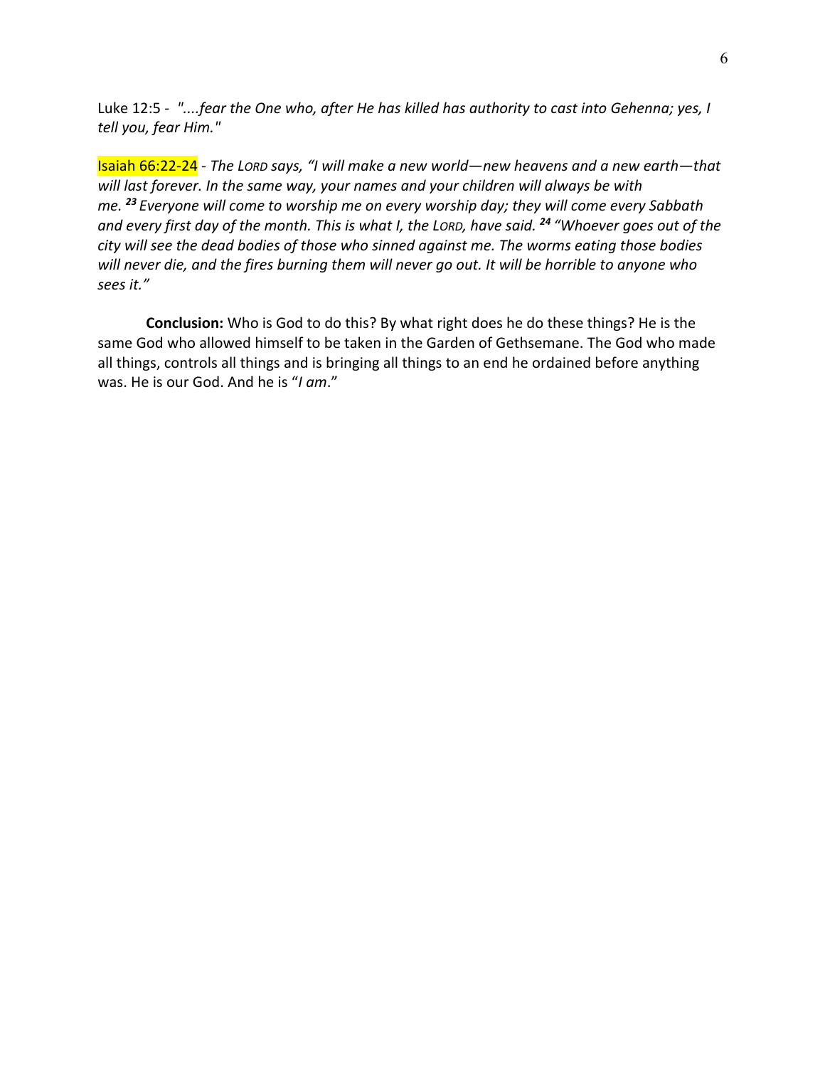Luke 12:5 - *"....fear the One who, after He has killed has authority to cast into Gehenna; yes, I tell you, fear Him."*

Isaiah 66:22-24 - *The LORD says, "I will make a new world—new heavens and a new earth—that will last forever. In the same way, your names and your children will always be with me.* ***23*** *Everyone will come to worship me on every worship day; they will come every Sabbath and every first day of the month. This is what I, the LORD, have said.* ***24*** *"Whoever goes out of the city will see the dead bodies of those who sinned against me. The worms eating those bodies will never die, and the fires burning them will never go out. It will be horrible to anyone who sees it."*

**Conclusion:** Who is God to do this? By what right does he do these things? He is the same God who allowed himself to be taken in the Garden of Gethsemane. The God who made all things, controls all things and is bringing all things to an end he ordained before anything was. He is our God. And he is "*I am*."